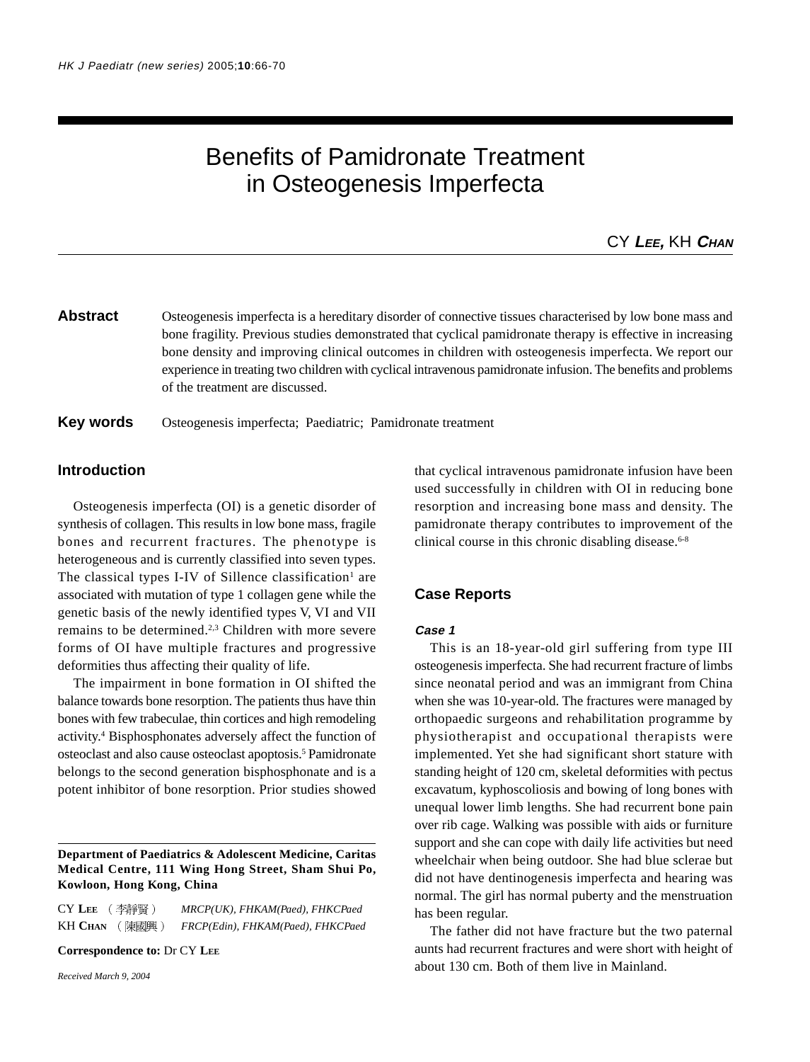# Benefits of Pamidronate Treatment in Osteogenesis Imperfecta

CY **LEE**, KH **CHAN**

**Abstract** Osteogenesis imperfecta is a hereditary disorder of connective tissues characterised by low bone mass and bone fragility. Previous studies demonstrated that cyclical pamidronate therapy is effective in increasing bone density and improving clinical outcomes in children with osteogenesis imperfecta. We report our experience in treating two children with cyclical intravenous pamidronate infusion. The benefits and problems of the treatment are discussed.

**Key words** Osteogenesis imperfecta; Paediatric; Pamidronate treatment

## Introduction

Osteogenesis imperfecta (OI) is a genetic disorder of synthesis of collagen. This results in low bone mass, fragile bones and recurrent fractures. The phenotype is heterogeneous and is currently classified into seven types. The classical types I-IV of Sillence classification[1] are associated with mutation of type 1 collagen gene while the genetic basis of the newly identified types V, VI and VII remains to be determined.[2,3] Children with more severe forms of OI have multiple fractures and progressive deformities thus affecting their quality of life.

The impairment in bone formation in OI shifted the balance towards bone resorption. The patients thus have thin bones with few trabeculae, thin cortices and high remodeling activity.[4] Bisphosphonates adversely affect the function of osteoclast and also cause osteoclast apoptosis.[5] Pamidronate belongs to the second generation bisphosphonate and is a potent inhibitor of bone resorption. Prior studies showed that cyclical intravenous pamidronate infusion have been used successfully in children with OI in reducing bone resorption and increasing bone mass and density. The pamidronate therapy contributes to improvement of the clinical course in this chronic disabling disease.[6-8]

**Department of Paediatrics & Adolescent Medicine, Caritas Medical Centre, 111 Wing Hong Street, Sham Shui Po, Kowloon, Hong Kong, China**

CY **LEE** （李靜賢） *MRCP(UK), FHKAM(Paed), FHKCPaed*
KH **CHAN** （陳國興） *FRCP(Edin), FHKAM(Paed), FHKCPaed*

**Correspondence to:** Dr CY **LEE**

*Received March 9, 2004*

## Case Reports

### Case 1

This is an 18-year-old girl suffering from type III osteogenesis imperfecta. She had recurrent fracture of limbs since neonatal period and was an immigrant from China when she was 10-year-old. The fractures were managed by orthopaedic surgeons and rehabilitation programme by physiotherapist and occupational therapists were implemented. Yet she had significant short stature with standing height of 120 cm, skeletal deformities with pectus excavatum, kyphoscoliosis and bowing of long bones with unequal lower limb lengths. She had recurrent bone pain over rib cage. Walking was possible with aids or furniture support and she can cope with daily life activities but need wheelchair when being outdoor. She had blue sclerae but did not have dentinogenesis imperfecta and hearing was normal. The girl has normal puberty and the menstruation has been regular.

The father did not have fracture but the two paternal aunts had recurrent fractures and were short with height of about 130 cm. Both of them live in Mainland.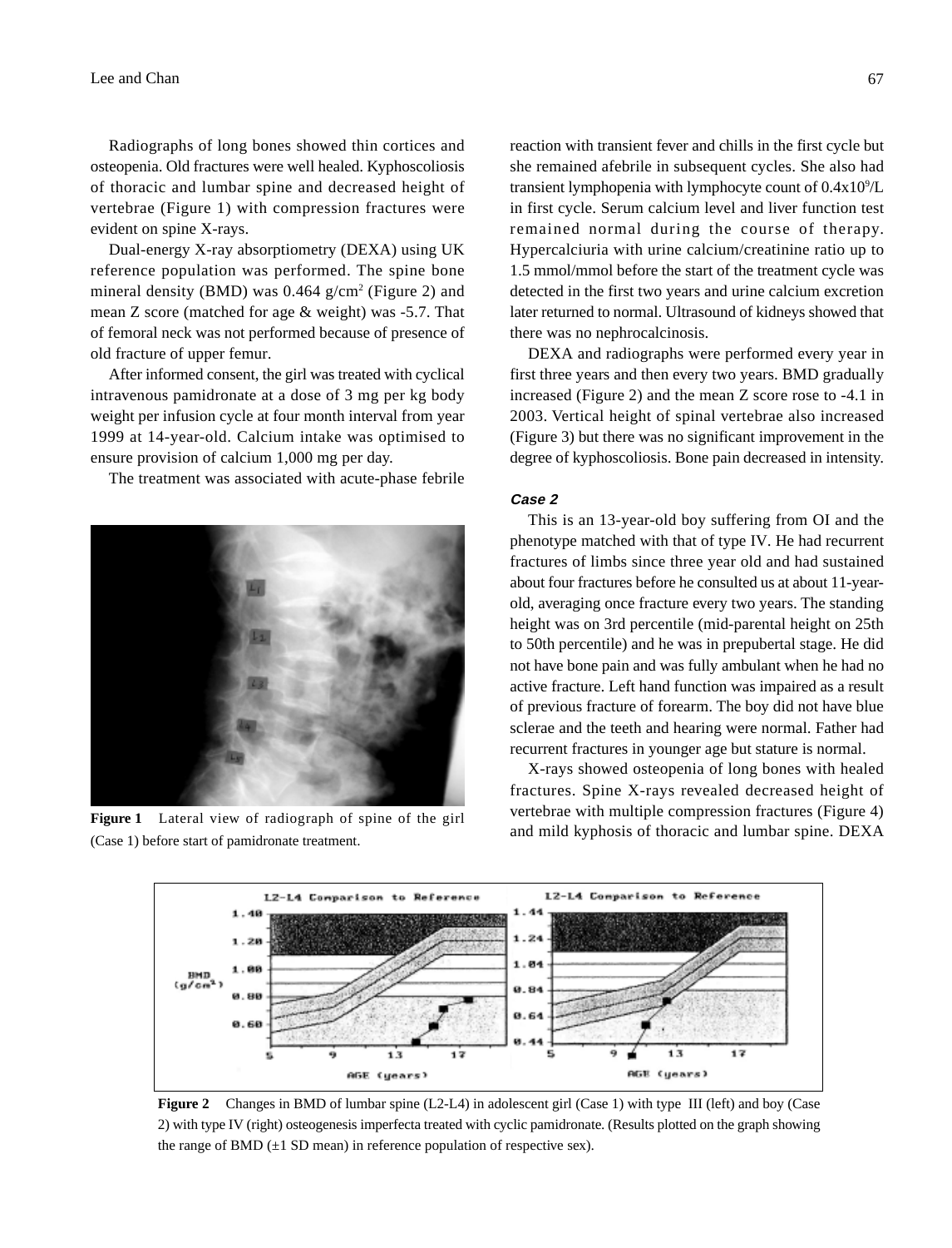Radiographs of long bones showed thin cortices and osteopenia. Old fractures were well healed. Kyphoscoliosis of thoracic and lumbar spine and decreased height of vertebrae (Figure 1) with compression fractures were evident on spine X-rays.

Dual-energy X-ray absorptiometry (DEXA) using UK reference population was performed. The spine bone mineral density (BMD) was 0.464 g/cm$^2$ (Figure 2) and mean Z score (matched for age & weight) was -5.7. That of femoral neck was not performed because of presence of old fracture of upper femur.

After informed consent, the girl was treated with cyclical intravenous pamidronate at a dose of 3 mg per kg body weight per infusion cycle at four month interval from year 1999 at 14-year-old. Calcium intake was optimised to ensure provision of calcium 1,000 mg per day.

The treatment was associated with acute-phase febrile reaction with transient fever and chills in the first cycle but she remained afebrile in subsequent cycles. She also had transient lymphopenia with lymphocyte count of 0.4x10$^9$/L in first cycle. Serum calcium level and liver function test remained normal during the course of therapy. Hypercalciuria with urine calcium/creatinine ratio up to 1.5 mmol/mmol before the start of the treatment cycle was detected in the first two years and urine calcium excretion later returned to normal. Ultrasound of kidneys showed that there was no nephrocalcinosis.

**Figure 1** Lateral view of radiograph of spine of the girl (Case 1) before start of pamidronate treatment.

DEXA and radiographs were performed every year in first three years and then every two years. BMD gradually increased (Figure 2) and the mean Z score rose to -4.1 in 2003. Vertical height of spinal vertebrae also increased (Figure 3) but there was no significant improvement in the degree of kyphoscoliosis. Bone pain decreased in intensity.

### *Case 2*

This is an 13-year-old boy suffering from OI and the phenotype matched with that of type IV. He had recurrent fractures of limbs since three year old and had sustained about four fractures before he consulted us at about 11-year-old, averaging once fracture every two years. The standing height was on 3rd percentile (mid-parental height on 25th to 50th percentile) and he was in prepubertal stage. He did not have bone pain and was fully ambulant when he had no active fracture. Left hand function was impaired as a result of previous fracture of forearm. The boy did not have blue sclerae and the teeth and hearing were normal. Father had recurrent fractures in younger age but stature is normal.

X-rays showed osteopenia of long bones with healed fractures. Spine X-rays revealed decreased height of vertebrae with multiple compression fractures (Figure 4) and mild kyphosis of thoracic and lumbar spine. DEXA

**Figure 2** Changes in BMD of lumbar spine (L2-L4) in adolescent girl (Case 1) with type III (left) and boy (Case 2) with type IV (right) osteogenesis imperfecta treated with cyclic pamidronate. (Results plotted on the graph showing the range of BMD (±1 SD mean) in reference population of respective sex).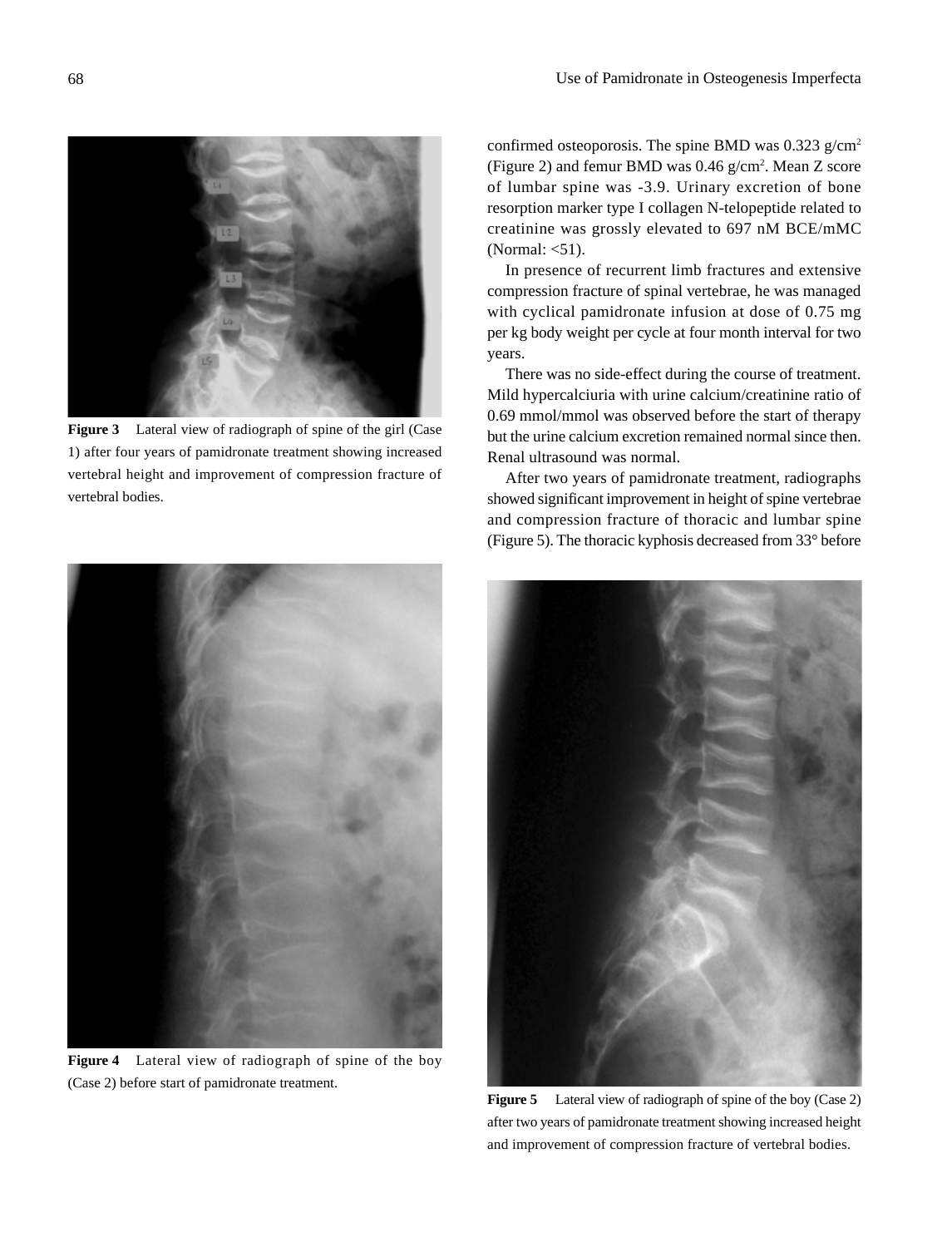Figure 3 Lateral view of radiograph of spine of the girl (Case 1) after four years of pamidronate treatment showing increased vertebral height and improvement of compression fracture of vertebral bodies.

Figure 4 Lateral view of radiograph of spine of the boy (Case 2) before start of pamidronate treatment.

confirmed osteoporosis. The spine BMD was 0.323 g/cm$^2$ (Figure 2) and femur BMD was 0.46 g/cm$^2$. Mean Z score of lumbar spine was -3.9. Urinary excretion of bone resorption marker type I collagen N-telopeptide related to creatinine was grossly elevated to 697 nM BCE/mMC (Normal: <51).

In presence of recurrent limb fractures and extensive compression fracture of spinal vertebrae, he was managed with cyclical pamidronate infusion at dose of 0.75 mg per kg body weight per cycle at four month interval for two years.

There was no side-effect during the course of treatment. Mild hypercalciuria with urine calcium/creatinine ratio of 0.69 mmol/mmol was observed before the start of therapy but the urine calcium excretion remained normal since then. Renal ultrasound was normal.

After two years of pamidronate treatment, radiographs showed significant improvement in height of spine vertebrae and compression fracture of thoracic and lumbar spine (Figure 5). The thoracic kyphosis decreased from 33° before

Figure 5 Lateral view of radiograph of spine of the boy (Case 2) after two years of pamidronate treatment showing increased height and improvement of compression fracture of vertebral bodies.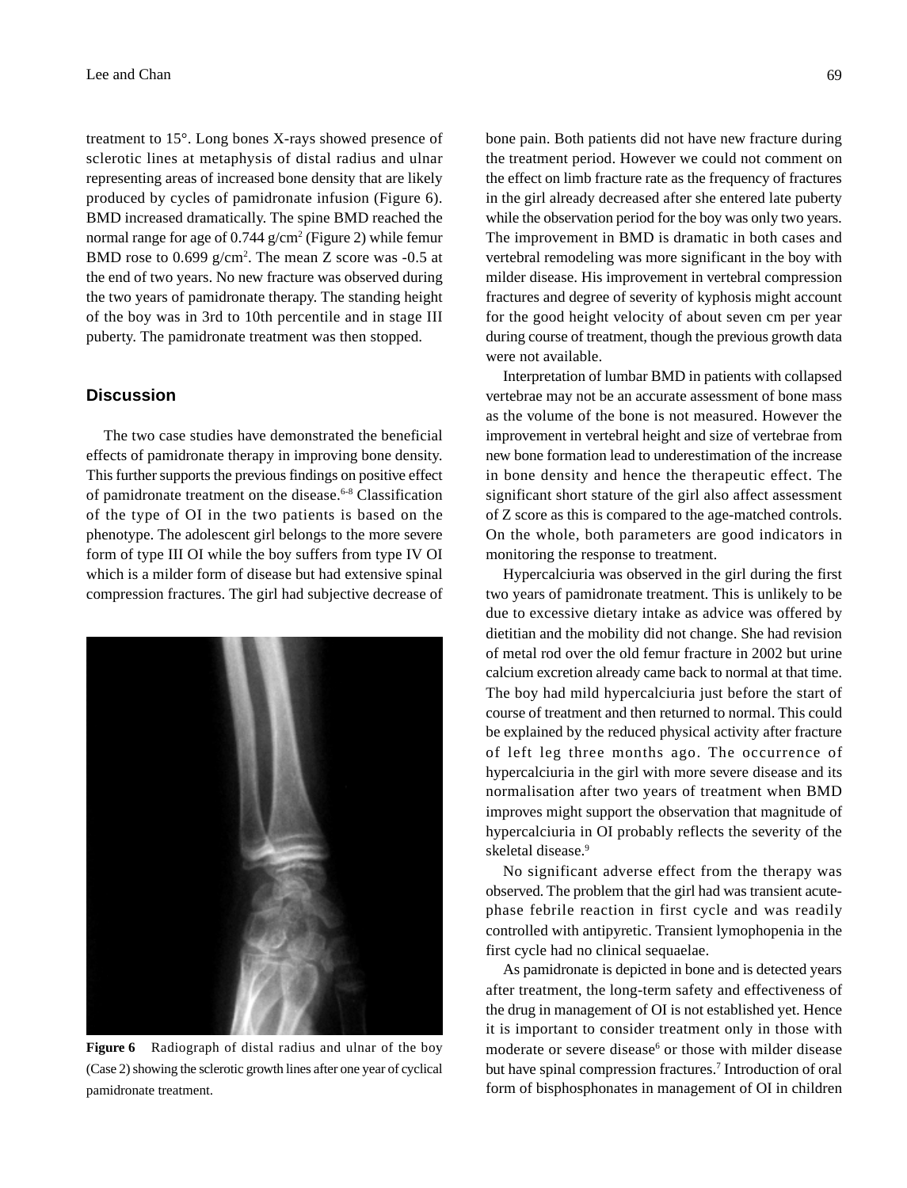treatment to 15°. Long bones X-rays showed presence of sclerotic lines at metaphysis of distal radius and ulnar representing areas of increased bone density that are likely produced by cycles of pamidronate infusion (Figure 6). BMD increased dramatically. The spine BMD reached the normal range for age of 0.744 g/cm$^2$ (Figure 2) while femur BMD rose to 0.699 g/cm$^2$. The mean Z score was -0.5 at the end of two years. No new fracture was observed during the two years of pamidronate therapy. The standing height of the boy was in 3rd to 10th percentile and in stage III puberty. The pamidronate treatment was then stopped.

## Discussion

The two case studies have demonstrated the beneficial effects of pamidronate therapy in improving bone density. This further supports the previous findings on positive effect of pamidronate treatment on the disease.[6-8] Classification of the type of OI in the two patients is based on the phenotype. The adolescent girl belongs to the more severe form of type III OI while the boy suffers from type IV OI which is a milder form of disease but had extensive spinal compression fractures. The girl had subjective decrease of bone pain. Both patients did not have new fracture during the treatment period. However we could not comment on the effect on limb fracture rate as the frequency of fractures in the girl already decreased after she entered late puberty while the observation period for the boy was only two years. The improvement in BMD is dramatic in both cases and vertebral remodeling was more significant in the boy with milder disease. His improvement in vertebral compression fractures and degree of severity of kyphosis might account for the good height velocity of about seven cm per year during course of treatment, though the previous growth data were not available.

**Figure 6** Radiograph of distal radius and ulnar of the boy (Case 2) showing the sclerotic growth lines after one year of cyclical pamidronate treatment.

Interpretation of lumbar BMD in patients with collapsed vertebrae may not be an accurate assessment of bone mass as the volume of the bone is not measured. However the improvement in vertebral height and size of vertebrae from new bone formation lead to underestimation of the increase in bone density and hence the therapeutic effect. The significant short stature of the girl also affect assessment of Z score as this is compared to the age-matched controls. On the whole, both parameters are good indicators in monitoring the response to treatment.

Hypercalciuria was observed in the girl during the first two years of pamidronate treatment. This is unlikely to be due to excessive dietary intake as advice was offered by dietitian and the mobility did not change. She had revision of metal rod over the old femur fracture in 2002 but urine calcium excretion already came back to normal at that time. The boy had mild hypercalciuria just before the start of course of treatment and then returned to normal. This could be explained by the reduced physical activity after fracture of left leg three months ago. The occurrence of hypercalciuria in the girl with more severe disease and its normalisation after two years of treatment when BMD improves might support the observation that magnitude of hypercalciuria in OI probably reflects the severity of the skeletal disease.[9]

No significant adverse effect from the therapy was observed. The problem that the girl had was transient acute-phase febrile reaction in first cycle and was readily controlled with antipyretic. Transient lymophopenia in the first cycle had no clinical sequaelae.

As pamidronate is depicted in bone and is detected years after treatment, the long-term safety and effectiveness of the drug in management of OI is not established yet. Hence it is important to consider treatment only in those with moderate or severe disease[6] or those with milder disease but have spinal compression fractures.[7] Introduction of oral form of bisphosphonates in management of OI in children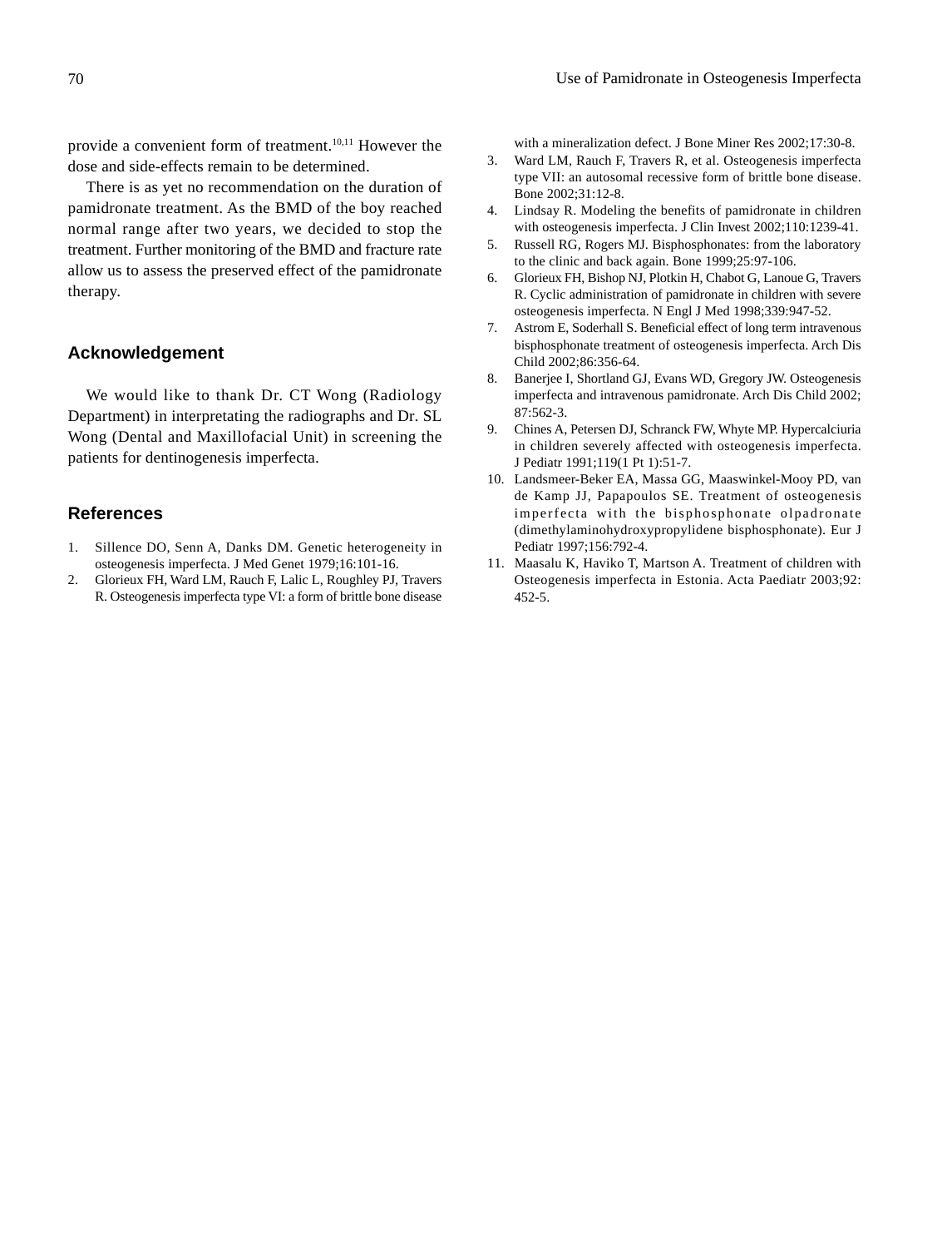provide a convenient form of treatment.[10,11] However the dose and side-effects remain to be determined.

There is as yet no recommendation on the duration of pamidronate treatment. As the BMD of the boy reached normal range after two years, we decided to stop the treatment. Further monitoring of the BMD and fracture rate allow us to assess the preserved effect of the pamidronate therapy.

## Acknowledgement

We would like to thank Dr. CT Wong (Radiology Department) in interpretating the radiographs and Dr. SL Wong (Dental and Maxillofacial Unit) in screening the patients for dentinogenesis imperfecta.

## References

1. Sillence DO, Senn A, Danks DM. Genetic heterogeneity in osteogenesis imperfecta. J Med Genet 1979;16:101-16.
2. Glorieux FH, Ward LM, Rauch F, Lalic L, Roughley PJ, Travers R. Osteogenesis imperfecta type VI: a form of brittle bone disease with a mineralization defect. J Bone Miner Res 2002;17:30-8.
3. Ward LM, Rauch F, Travers R, et al. Osteogenesis imperfecta type VII: an autosomal recessive form of brittle bone disease. Bone 2002;31:12-8.
4. Lindsay R. Modeling the benefits of pamidronate in children with osteogenesis imperfecta. J Clin Invest 2002;110:1239-41.
5. Russell RG, Rogers MJ. Bisphosphonates: from the laboratory to the clinic and back again. Bone 1999;25:97-106.
6. Glorieux FH, Bishop NJ, Plotkin H, Chabot G, Lanoue G, Travers R. Cyclic administration of pamidronate in children with severe osteogenesis imperfecta. N Engl J Med 1998;339:947-52.
7. Astrom E, Soderhall S. Beneficial effect of long term intravenous bisphosphonate treatment of osteogenesis imperfecta. Arch Dis Child 2002;86:356-64.
8. Banerjee I, Shortland GJ, Evans WD, Gregory JW. Osteogenesis imperfecta and intravenous pamidronate. Arch Dis Child 2002; 87:562-3.
9. Chines A, Petersen DJ, Schranck FW, Whyte MP. Hypercalciuria in children severely affected with osteogenesis imperfecta. J Pediatr 1991;119(1 Pt 1):51-7.
10. Landsmeer-Beker EA, Massa GG, Maaswinkel-Mooy PD, van de Kamp JJ, Papapoulos SE. Treatment of osteogenesis imperfecta with the bisphosphonate olpadronate (dimethylaminohydroxypropylidene bisphosphonate). Eur J Pediatr 1997;156:792-4.
11. Maasalu K, Haviko T, Martson A. Treatment of children with Osteogenesis imperfecta in Estonia. Acta Paediatr 2003;92: 452-5.